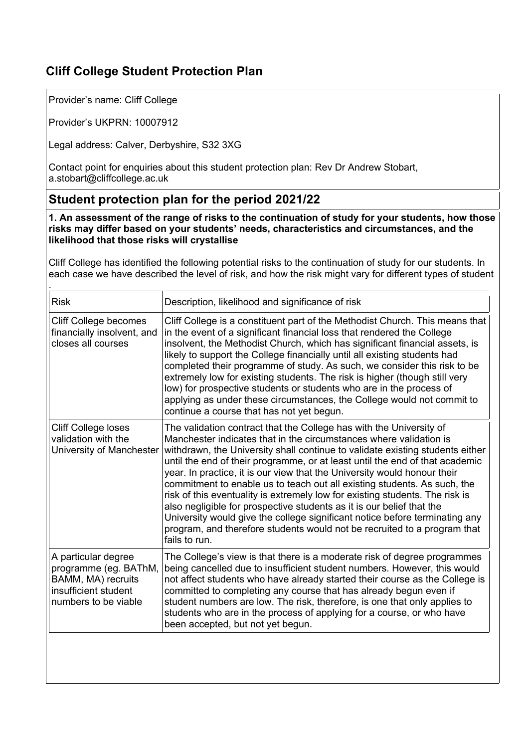# Cliff College Student Protection Plan

Provider's name: Cliff College

Provider's UKPRN: 10007912

Legal address: Calver, Derbyshire, S32 3XG

Contact point for enquiries about this student protection plan: Rev Dr Andrew Stobart, a.stobart@cliffcollege.ac.uk

## Student protection plan for the period 2021/22

**1. An assessment of the range of risks to the continuation of study for your students, how those risks may differ based on your students' needs, characteristics and circumstances, and the likelihood that those risks will crystallise**

Cliff College has identified the following potential risks to the continuation of study for our students. In each case we have described the level of risk, and how the risk might vary for different types of student .

| Risk | Description, likelihood and significance of risk |
|---|---|
| Cliff College becomes financially insolvent, and closes all courses | Cliff College is a constituent part of the Methodist Church. This means that in the event of a significant financial loss that rendered the College insolvent, the Methodist Church, which has significant financial assets, is likely to support the College financially until all existing students had completed their programme of study. As such, we consider this risk to be extremely low for existing students. The risk is higher (though still very low) for prospective students or students who are in the process of applying as under these circumstances, the College would not commit to continue a course that has not yet begun. |
| Cliff College loses validation with the University of Manchester | The validation contract that the College has with the University of Manchester indicates that in the circumstances where validation is withdrawn, the University shall continue to validate existing students either until the end of their programme, or at least until the end of that academic year. In practice, it is our view that the University would honour their commitment to enable us to teach out all existing students. As such, the risk of this eventuality is extremely low for existing students. The risk is also negligible for prospective students as it is our belief that the University would give the college significant notice before terminating any program, and therefore students would not be recruited to a program that fails to run. |
| A particular degree programme (eg. BAThM, BAMM, MA) recruits insufficient student numbers to be viable | The College's view is that there is a moderate risk of degree programmes being cancelled due to insufficient student numbers. However, this would not affect students who have already started their course as the College is committed to completing any course that has already begun even if student numbers are low. The risk, therefore, is one that only applies to students who are in the process of applying for a course, or who have been accepted, but not yet begun. |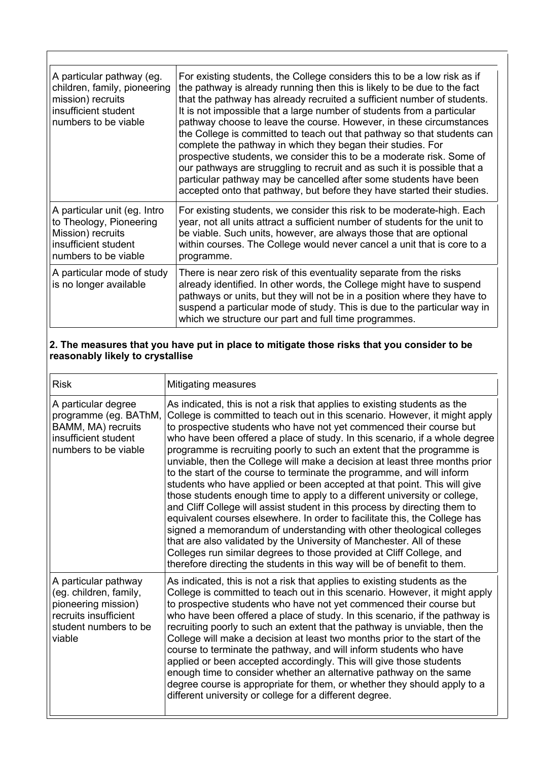| | |
|---|---|
| A particular pathway (eg. children, family, pioneering mission) recruits insufficient student numbers to be viable | For existing students, the College considers this to be a low risk as if the pathway is already running then this is likely to be due to the fact that the pathway has already recruited a sufficient number of students. It is not impossible that a large number of students from a particular pathway choose to leave the course. However, in these circumstances the College is committed to teach out that pathway so that students can complete the pathway in which they began their studies. For prospective students, we consider this to be a moderate risk. Some of our pathways are struggling to recruit and as such it is possible that a particular pathway may be cancelled after some students have been accepted onto that pathway, but before they have started their studies. |
| A particular unit (eg. Intro to Theology, Pioneering Mission) recruits insufficient student numbers to be viable | For existing students, we consider this risk to be moderate-high. Each year, not all units attract a sufficient number of students for the unit to be viable. Such units, however, are always those that are optional within courses. The College would never cancel a unit that is core to a programme. |
| A particular mode of study is no longer available | There is near zero risk of this eventuality separate from the risks already identified. In other words, the College might have to suspend pathways or units, but they will not be in a position where they have to suspend a particular mode of study. This is due to the particular way in which we structure our part and full time programmes. |

**2. The measures that you have put in place to mitigate those risks that you consider to be reasonably likely to crystallise**

| Risk | Mitigating measures |
|---|---|
| A particular degree programme (eg. BAThM, BAMM, MA) recruits insufficient student numbers to be viable | As indicated, this is not a risk that applies to existing students as the College is committed to teach out in this scenario. However, it might apply to prospective students who have not yet commenced their course but who have been offered a place of study. In this scenario, if a whole degree programme is recruiting poorly to such an extent that the programme is unviable, then the College will make a decision at least three months prior to the start of the course to terminate the programme, and will inform students who have applied or been accepted at that point. This will give those students enough time to apply to a different university or college, and Cliff College will assist student in this process by directing them to equivalent courses elsewhere. In order to facilitate this, the College has signed a memorandum of understanding with other theological colleges that are also validated by the University of Manchester. All of these Colleges run similar degrees to those provided at Cliff College, and therefore directing the students in this way will be of benefit to them. |
| A particular pathway (eg. children, family, pioneering mission) recruits insufficient student numbers to be viable | As indicated, this is not a risk that applies to existing students as the College is committed to teach out in this scenario. However, it might apply to prospective students who have not yet commenced their course but who have been offered a place of study. In this scenario, if the pathway is recruiting poorly to such an extent that the pathway is unviable, then the College will make a decision at least two months prior to the start of the course to terminate the pathway, and will inform students who have applied or been accepted accordingly. This will give those students enough time to consider whether an alternative pathway on the same degree course is appropriate for them, or whether they should apply to a different university or college for a different degree. |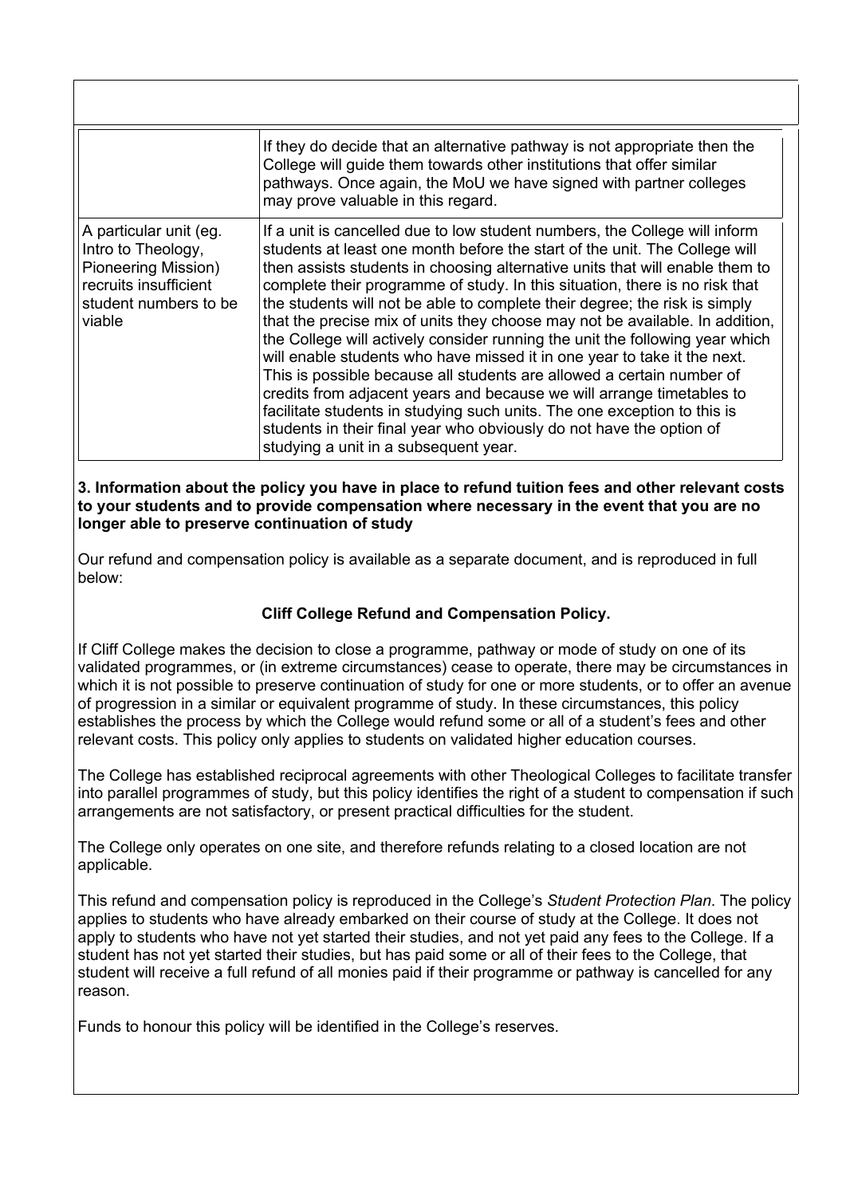| | |
|---|---|
| | If they do decide that an alternative pathway is not appropriate then the College will guide them towards other institutions that offer similar pathways. Once again, the MoU we have signed with partner colleges may prove valuable in this regard. |
| A particular unit (eg. Intro to Theology, Pioneering Mission) recruits insufficient student numbers to be viable | If a unit is cancelled due to low student numbers, the College will inform students at least one month before the start of the unit. The College will then assists students in choosing alternative units that will enable them to complete their programme of study. In this situation, there is no risk that the students will not be able to complete their degree; the risk is simply that the precise mix of units they choose may not be available. In addition, the College will actively consider running the unit the following year which will enable students who have missed it in one year to take it the next. This is possible because all students are allowed a certain number of credits from adjacent years and because we will arrange timetables to facilitate students in studying such units. The one exception to this is students in their final year who obviously do not have the option of studying a unit in a subsequent year. |

**3. Information about the policy you have in place to refund tuition fees and other relevant costs to your students and to provide compensation where necessary in the event that you are no longer able to preserve continuation of study**

Our refund and compensation policy is available as a separate document, and is reproduced in full below:

**Cliff College Refund and Compensation Policy.**

If Cliff College makes the decision to close a programme, pathway or mode of study on one of its validated programmes, or (in extreme circumstances) cease to operate, there may be circumstances in which it is not possible to preserve continuation of study for one or more students, or to offer an avenue of progression in a similar or equivalent programme of study. In these circumstances, this policy establishes the process by which the College would refund some or all of a student's fees and other relevant costs. This policy only applies to students on validated higher education courses.

The College has established reciprocal agreements with other Theological Colleges to facilitate transfer into parallel programmes of study, but this policy identifies the right of a student to compensation if such arrangements are not satisfactory, or present practical difficulties for the student.

The College only operates on one site, and therefore refunds relating to a closed location are not applicable.

This refund and compensation policy is reproduced in the College's *Student Protection Plan*. The policy applies to students who have already embarked on their course of study at the College. It does not apply to students who have not yet started their studies, and not yet paid any fees to the College. If a student has not yet started their studies, but has paid some or all of their fees to the College, that student will receive a full refund of all monies paid if their programme or pathway is cancelled for any reason.

Funds to honour this policy will be identified in the College's reserves.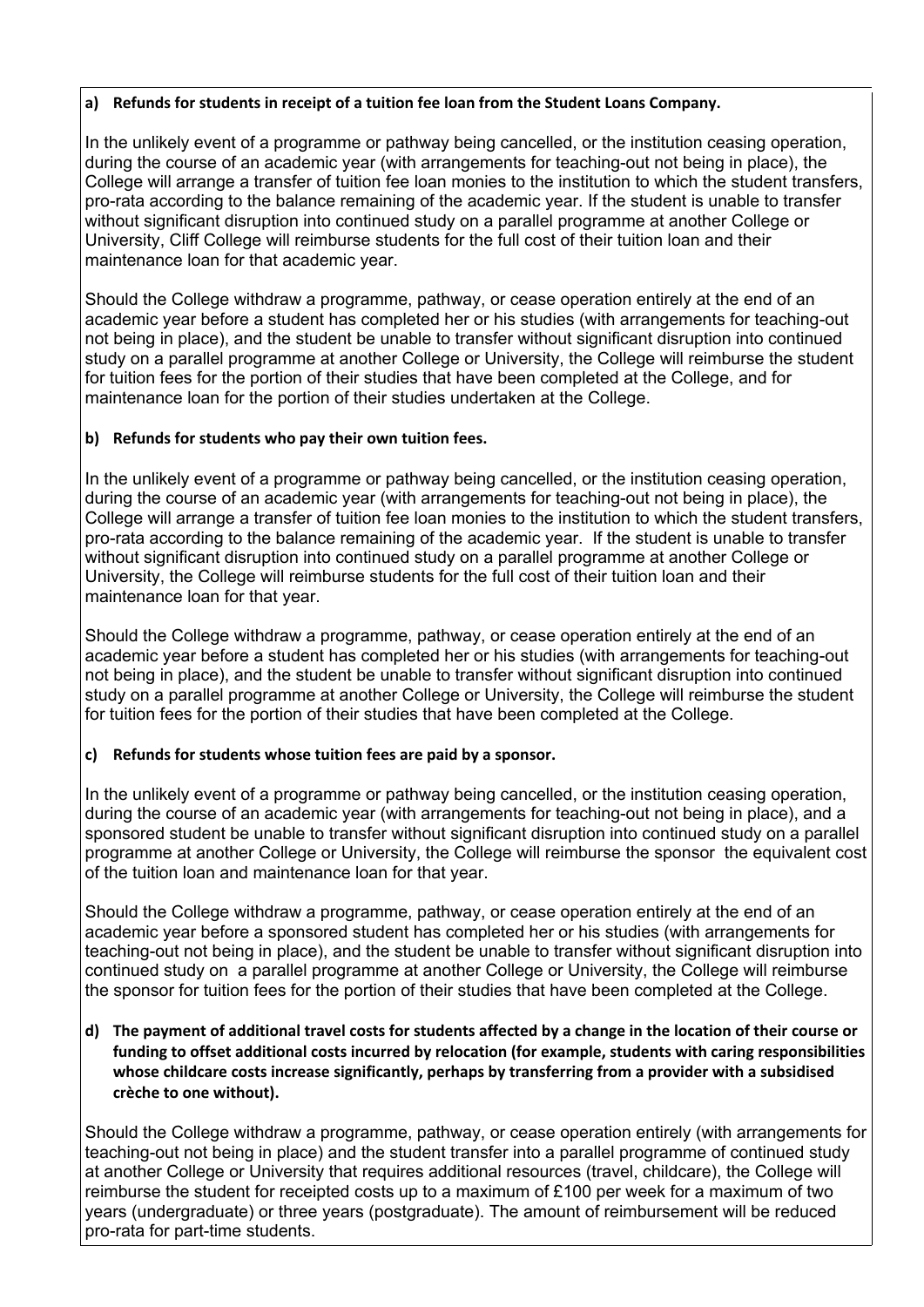**a) Refunds for students in receipt of a tuition fee loan from the Student Loans Company.**

In the unlikely event of a programme or pathway being cancelled, or the institution ceasing operation, during the course of an academic year (with arrangements for teaching-out not being in place), the College will arrange a transfer of tuition fee loan monies to the institution to which the student transfers, pro-rata according to the balance remaining of the academic year. If the student is unable to transfer without significant disruption into continued study on a parallel programme at another College or University, Cliff College will reimburse students for the full cost of their tuition loan and their maintenance loan for that academic year.

Should the College withdraw a programme, pathway, or cease operation entirely at the end of an academic year before a student has completed her or his studies (with arrangements for teaching-out not being in place), and the student be unable to transfer without significant disruption into continued study on a parallel programme at another College or University, the College will reimburse the student for tuition fees for the portion of their studies that have been completed at the College, and for maintenance loan for the portion of their studies undertaken at the College.

**b) Refunds for students who pay their own tuition fees.**

In the unlikely event of a programme or pathway being cancelled, or the institution ceasing operation, during the course of an academic year (with arrangements for teaching-out not being in place), the College will arrange a transfer of tuition fee loan monies to the institution to which the student transfers, pro-rata according to the balance remaining of the academic year. If the student is unable to transfer without significant disruption into continued study on a parallel programme at another College or University, the College will reimburse students for the full cost of their tuition loan and their maintenance loan for that year.

Should the College withdraw a programme, pathway, or cease operation entirely at the end of an academic year before a student has completed her or his studies (with arrangements for teaching-out not being in place), and the student be unable to transfer without significant disruption into continued study on a parallel programme at another College or University, the College will reimburse the student for tuition fees for the portion of their studies that have been completed at the College.

**c) Refunds for students whose tuition fees are paid by a sponsor.**

In the unlikely event of a programme or pathway being cancelled, or the institution ceasing operation, during the course of an academic year (with arrangements for teaching-out not being in place), and a sponsored student be unable to transfer without significant disruption into continued study on a parallel programme at another College or University, the College will reimburse the sponsor the equivalent cost of the tuition loan and maintenance loan for that year.

Should the College withdraw a programme, pathway, or cease operation entirely at the end of an academic year before a sponsored student has completed her or his studies (with arrangements for teaching-out not being in place), and the student be unable to transfer without significant disruption into continued study on a parallel programme at another College or University, the College will reimburse the sponsor for tuition fees for the portion of their studies that have been completed at the College.

**d) The payment of additional travel costs for students affected by a change in the location of their course or funding to offset additional costs incurred by relocation (for example, students with caring responsibilities whose childcare costs increase significantly, perhaps by transferring from a provider with a subsidised crèche to one without).**

Should the College withdraw a programme, pathway, or cease operation entirely (with arrangements for teaching-out not being in place) and the student transfer into a parallel programme of continued study at another College or University that requires additional resources (travel, childcare), the College will reimburse the student for receipted costs up to a maximum of £100 per week for a maximum of two years (undergraduate) or three years (postgraduate). The amount of reimbursement will be reduced pro-rata for part-time students.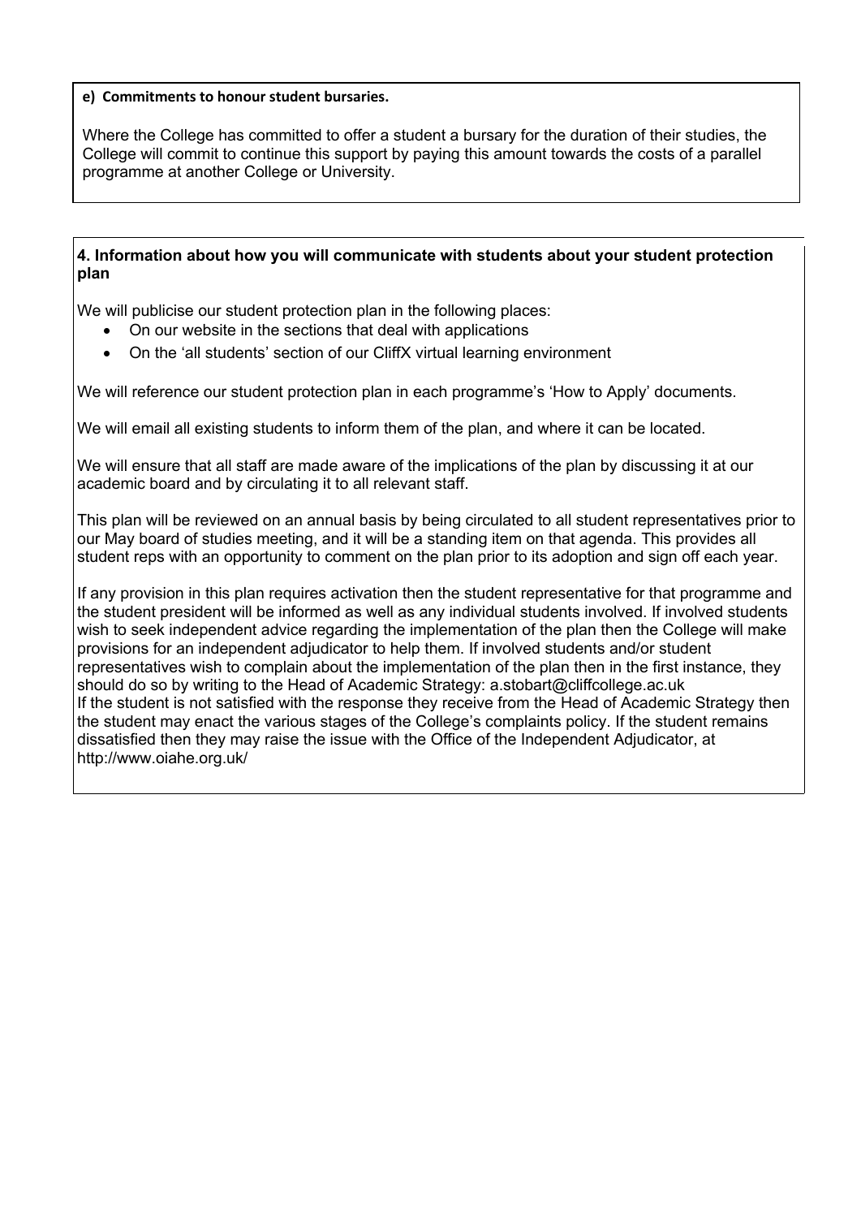**e) Commitments to honour student bursaries.**

Where the College has committed to offer a student a bursary for the duration of their studies, the College will commit to continue this support by paying this amount towards the costs of a parallel programme at another College or University.

**4. Information about how you will communicate with students about your student protection plan**

We will publicise our student protection plan in the following places:

- On our website in the sections that deal with applications
- On the 'all students' section of our CliffX virtual learning environment

We will reference our student protection plan in each programme's 'How to Apply' documents.

We will email all existing students to inform them of the plan, and where it can be located.

We will ensure that all staff are made aware of the implications of the plan by discussing it at our academic board and by circulating it to all relevant staff.

This plan will be reviewed on an annual basis by being circulated to all student representatives prior to our May board of studies meeting, and it will be a standing item on that agenda. This provides all student reps with an opportunity to comment on the plan prior to its adoption and sign off each year.

If any provision in this plan requires activation then the student representative for that programme and the student president will be informed as well as any individual students involved. If involved students wish to seek independent advice regarding the implementation of the plan then the College will make provisions for an independent adjudicator to help them. If involved students and/or student representatives wish to complain about the implementation of the plan then in the first instance, they should do so by writing to the Head of Academic Strategy: a.stobart@cliffcollege.ac.uk
If the student is not satisfied with the response they receive from the Head of Academic Strategy then the student may enact the various stages of the College's complaints policy. If the student remains dissatisfied then they may raise the issue with the Office of the Independent Adjudicator, at http://www.oiahe.org.uk/